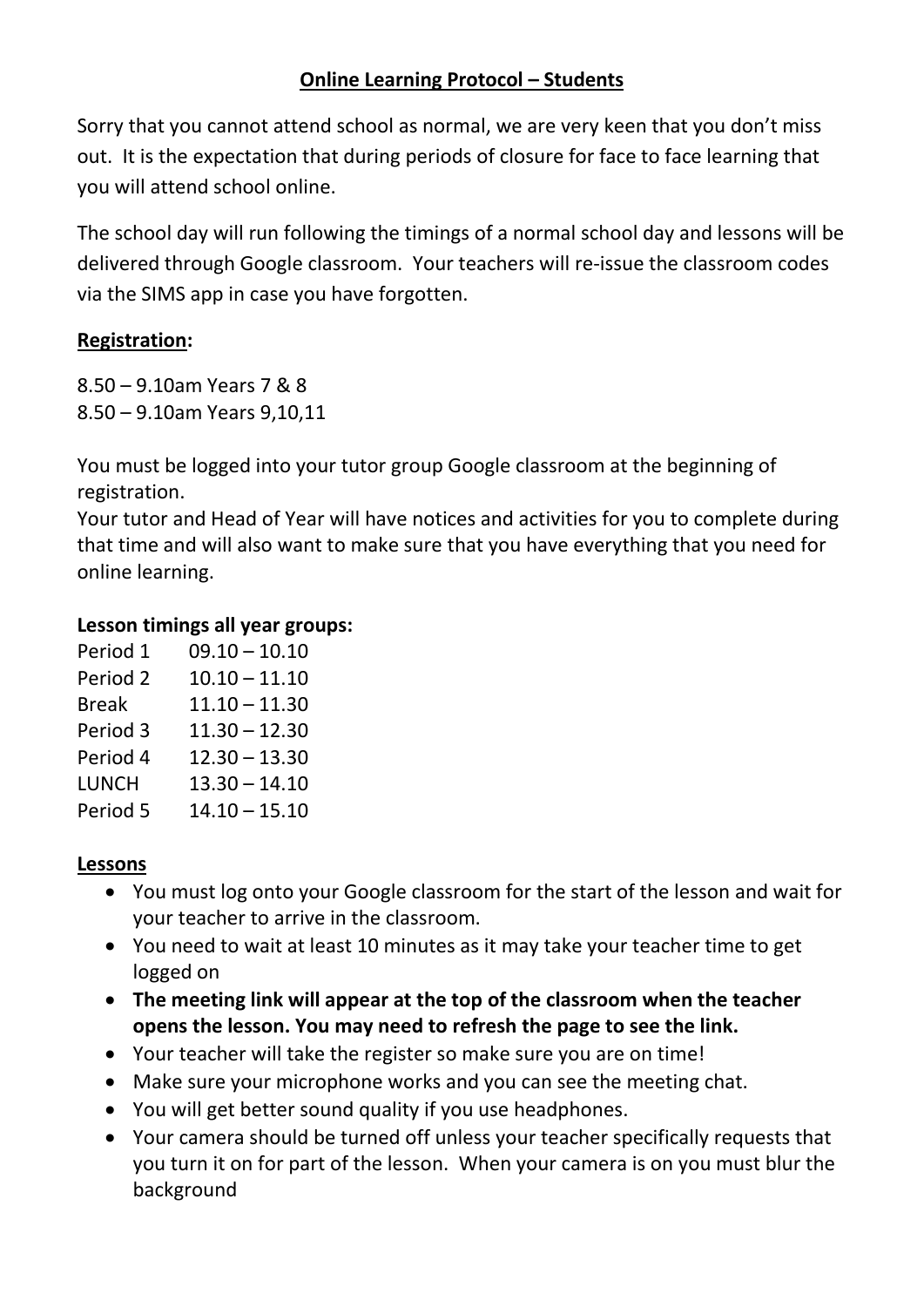## **Online Learning Protocol – Students**

Sorry that you cannot attend school as normal, we are very keen that you don't miss out. It is the expectation that during periods of closure for face to face learning that you will attend school online.

The school day will run following the timings of a normal school day and lessons will be delivered through Google classroom. Your teachers will re-issue the classroom codes via the SIMS app in case you have forgotten.

**Registration:**

8.50 – 9.10am Years 7 & 8
8.50 – 9.10am Years 9,10,11

You must be logged into your tutor group Google classroom at the beginning of registration.
Your tutor and Head of Year will have notices and activities for you to complete during that time and will also want to make sure that you have everything that you need for online learning.

**Lesson timings all year groups:**

| | |
|---|---|
| Period 1 | 09.10 – 10.10 |
| Period 2 | 10.10 – 11.10 |
| Break | 11.10 – 11.30 |
| Period 3 | 11.30 – 12.30 |
| Period 4 | 12.30 – 13.30 |
| LUNCH | 13.30 – 14.10 |
| Period 5 | 14.10 – 15.10 |

**Lessons**

- You must log onto your Google classroom for the start of the lesson and wait for your teacher to arrive in the classroom.
- You need to wait at least 10 minutes as it may take your teacher time to get logged on
- **The meeting link will appear at the top of the classroom when the teacher opens the lesson. You may need to refresh the page to see the link.**
- Your teacher will take the register so make sure you are on time!
- Make sure your microphone works and you can see the meeting chat.
- You will get better sound quality if you use headphones.
- Your camera should be turned off unless your teacher specifically requests that you turn it on for part of the lesson. When your camera is on you must blur the background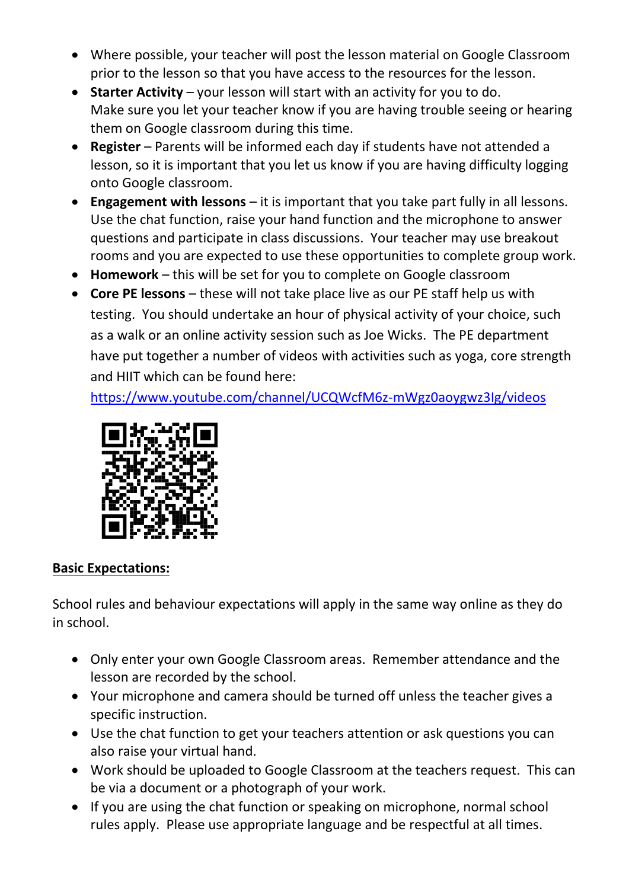- Where possible, your teacher will post the lesson material on Google Classroom prior to the lesson so that you have access to the resources for the lesson.
- **Starter Activity** – your lesson will start with an activity for you to do. Make sure you let your teacher know if you are having trouble seeing or hearing them on Google classroom during this time.
- **Register** – Parents will be informed each day if students have not attended a lesson, so it is important that you let us know if you are having difficulty logging onto Google classroom.
- **Engagement with lessons** – it is important that you take part fully in all lessons. Use the chat function, raise your hand function and the microphone to answer questions and participate in class discussions. Your teacher may use breakout rooms and you are expected to use these opportunities to complete group work.
- **Homework** – this will be set for you to complete on Google classroom
- **Core PE lessons** – these will not take place live as our PE staff help us with testing. You should undertake an hour of physical activity of your choice, such as a walk or an online activity session such as Joe Wicks. The PE department have put together a number of videos with activities such as yoga, core strength and HIIT which can be found here: [https://www.youtube.com/channel/UCQWcfM6z-mWgz0aoygwz3Ig/videos](https://www.youtube.com/channel/UCQWcfM6z-mWgz0aoygwz3Ig/videos)

**Basic Expectations:**

School rules and behaviour expectations will apply in the same way online as they do in school.

- Only enter your own Google Classroom areas. Remember attendance and the lesson are recorded by the school.
- Your microphone and camera should be turned off unless the teacher gives a specific instruction.
- Use the chat function to get your teachers attention or ask questions you can also raise your virtual hand.
- Work should be uploaded to Google Classroom at the teachers request. This can be via a document or a photograph of your work.
- If you are using the chat function or speaking on microphone, normal school rules apply. Please use appropriate language and be respectful at all times.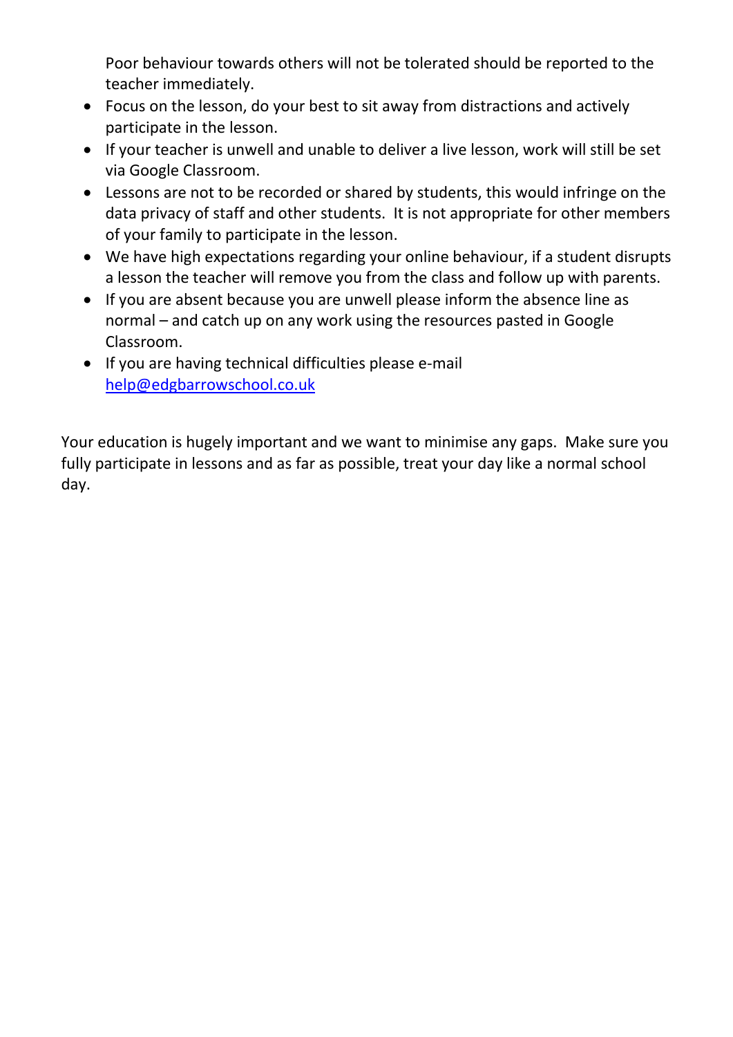Poor behaviour towards others will not be tolerated should be reported to the teacher immediately.

- Focus on the lesson, do your best to sit away from distractions and actively participate in the lesson.
- If your teacher is unwell and unable to deliver a live lesson, work will still be set via Google Classroom.
- Lessons are not to be recorded or shared by students, this would infringe on the data privacy of staff and other students. It is not appropriate for other members of your family to participate in the lesson.
- We have high expectations regarding your online behaviour, if a student disrupts a lesson the teacher will remove you from the class and follow up with parents.
- If you are absent because you are unwell please inform the absence line as normal – and catch up on any work using the resources pasted in Google Classroom.
- If you are having technical difficulties please e-mail [help@edgbarrowschool.co.uk](mailto:help@edgbarrowschool.co.uk)

Your education is hugely important and we want to minimise any gaps. Make sure you fully participate in lessons and as far as possible, treat your day like a normal school day.